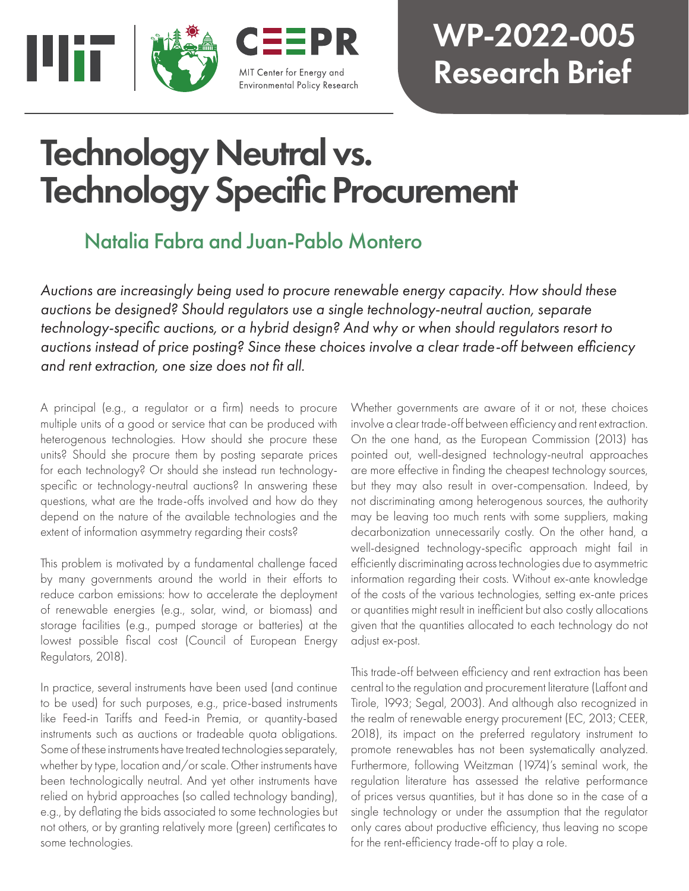WP-2022-005
Research Brief

MIT Center for Energy and Environmental Policy Research

# Technology Neutral vs. Technology Specific Procurement

## Natalia Fabra and Juan-Pablo Montero

*Auctions are increasingly being used to procure renewable energy capacity. How should these auctions be designed? Should regulators use a single technology-neutral auction, separate technology-specific auctions, or a hybrid design? And why or when should regulators resort to auctions instead of price posting? Since these choices involve a clear trade-off between efficiency and rent extraction, one size does not fit all.*

A principal (e.g., a regulator or a firm) needs to procure multiple units of a good or service that can be produced with heterogenous technologies. How should she procure these units? Should she procure them by posting separate prices for each technology? Or should she instead run technology-specific or technology-neutral auctions? In answering these questions, what are the trade-offs involved and how do they depend on the nature of the available technologies and the extent of information asymmetry regarding their costs?

This problem is motivated by a fundamental challenge faced by many governments around the world in their efforts to reduce carbon emissions: how to accelerate the deployment of renewable energies (e.g., solar, wind, or biomass) and storage facilities (e.g., pumped storage or batteries) at the lowest possible fiscal cost (Council of European Energy Regulators, 2018).

In practice, several instruments have been used (and continue to be used) for such purposes, e.g., price-based instruments like Feed-in Tariffs and Feed-in Premia, or quantity-based instruments such as auctions or tradeable quota obligations. Some of these instruments have treated technologies separately, whether by type, location and/or scale. Other instruments have been technologically neutral. And yet other instruments have relied on hybrid approaches (so called technology banding), e.g., by deflating the bids associated to some technologies but not others, or by granting relatively more (green) certificates to some technologies.

Whether governments are aware of it or not, these choices involve a clear trade-off between efficiency and rent extraction. On the one hand, as the European Commission (2013) has pointed out, well-designed technology-neutral approaches are more effective in finding the cheapest technology sources, but they may also result in over-compensation. Indeed, by not discriminating among heterogenous sources, the authority may be leaving too much rents with some suppliers, making decarbonization unnecessarily costly. On the other hand, a well-designed technology-specific approach might fail in efficiently discriminating across technologies due to asymmetric information regarding their costs. Without ex-ante knowledge of the costs of the various technologies, setting ex-ante prices or quantities might result in inefficient but also costly allocations given that the quantities allocated to each technology do not adjust ex-post.

This trade-off between efficiency and rent extraction has been central to the regulation and procurement literature (Laffont and Tirole, 1993; Segal, 2003). And although also recognized in the realm of renewable energy procurement (EC, 2013; CEER, 2018), its impact on the preferred regulatory instrument to promote renewables has not been systematically analyzed. Furthermore, following Weitzman (1974)'s seminal work, the regulation literature has assessed the relative performance of prices versus quantities, but it has done so in the case of a single technology or under the assumption that the regulator only cares about productive efficiency, thus leaving no scope for the rent-efficiency trade-off to play a role.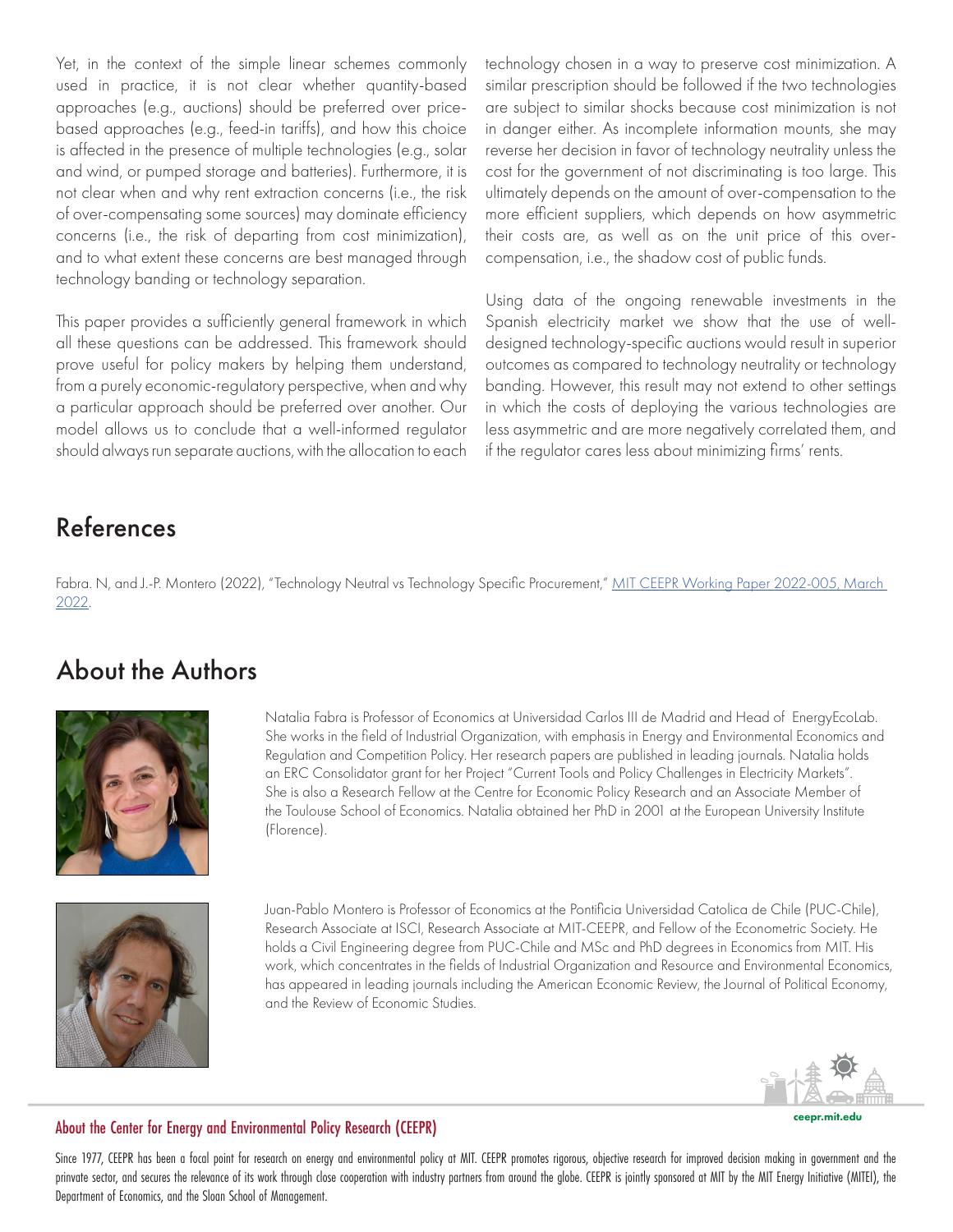Yet, in the context of the simple linear schemes commonly used in practice, it is not clear whether quantity-based approaches (e.g., auctions) should be preferred over price-based approaches (e.g., feed-in tariffs), and how this choice is affected in the presence of multiple technologies (e.g., solar and wind, or pumped storage and batteries). Furthermore, it is not clear when and why rent extraction concerns (i.e., the risk of over-compensating some sources) may dominate efficiency concerns (i.e., the risk of departing from cost minimization), and to what extent these concerns are best managed through technology banding or technology separation.

This paper provides a sufficiently general framework in which all these questions can be addressed. This framework should prove useful for policy makers by helping them understand, from a purely economic-regulatory perspective, when and why a particular approach should be preferred over another. Our model allows us to conclude that a well-informed regulator should always run separate auctions, with the allocation to each technology chosen in a way to preserve cost minimization. A similar prescription should be followed if the two technologies are subject to similar shocks because cost minimization is not in danger either. As incomplete information mounts, she may reverse her decision in favor of technology neutrality unless the cost for the government of not discriminating is too large. This ultimately depends on the amount of over-compensation to the more efficient suppliers, which depends on how asymmetric their costs are, as well as on the unit price of this over-compensation, i.e., the shadow cost of public funds.

Using data of the ongoing renewable investments in the Spanish electricity market we show that the use of well-designed technology-specific auctions would result in superior outcomes as compared to technology neutrality or technology banding. However, this result may not extend to other settings in which the costs of deploying the various technologies are less asymmetric and are more negatively correlated them, and if the regulator cares less about minimizing firms' rents.

## References

Fabra. N, and J.-P. Montero (2022), "Technology Neutral vs Technology Specific Procurement," MIT CEEPR Working Paper 2022-005, March 2022.

## About the Authors

Natalia Fabra is Professor of Economics at Universidad Carlos III de Madrid and Head of EnergyEcoLab. She works in the field of Industrial Organization, with emphasis in Energy and Environmental Economics and Regulation and Competition Policy. Her research papers are published in leading journals. Natalia holds an ERC Consolidator grant for her Project "Current Tools and Policy Challenges in Electricity Markets". She is also a Research Fellow at the Centre for Economic Policy Research and an Associate Member of the Toulouse School of Economics. Natalia obtained her PhD in 2001 at the European University Institute (Florence).

Juan-Pablo Montero is Professor of Economics at the Pontificia Universidad Catolica de Chile (PUC-Chile), Research Associate at ISCI, Research Associate at MIT-CEEPR, and Fellow of the Econometric Society. He holds a Civil Engineering degree from PUC-Chile and MSc and PhD degrees in Economics from MIT. His work, which concentrates in the fields of Industrial Organization and Resource and Environmental Economics, has appeared in leading journals including the American Economic Review, the Journal of Political Economy, and the Review of Economic Studies.

ceepr.mit.edu

### About the Center for Energy and Environmental Policy Research (CEEPR)

Since 1977, CEEPR has been a focal point for research on energy and environmental policy at MIT. CEEPR promotes rigorous, objective research for improved decision making in government and the prinvate sector, and secures the relevance of its work through close cooperation with industry partners from around the globe. CEEPR is jointly sponsored at MIT by the MIT Energy Initiative (MITEI), the Department of Economics, and the Sloan School of Management.